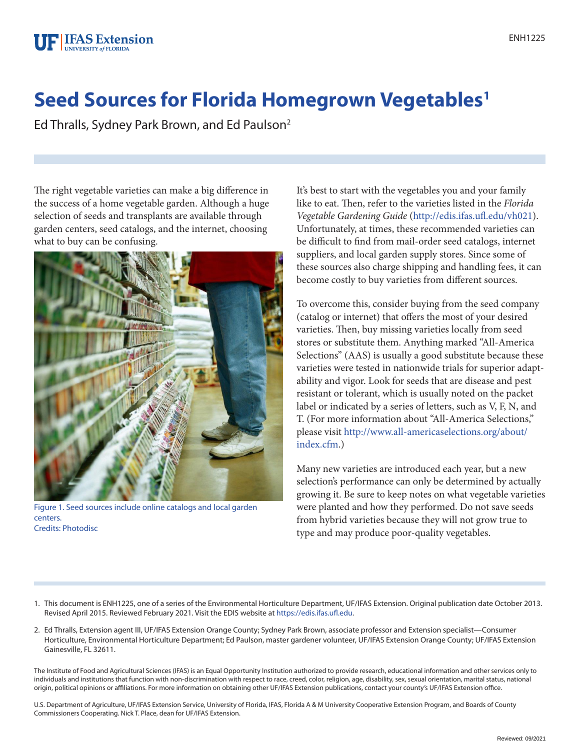# Seed Sources for Florida Homegrown Vegetables[1]

Ed Thralls, Sydney Park Brown, and Ed Paulson[2]

The right vegetable varieties can make a big difference in the success of a home vegetable garden. Although a huge selection of seeds and transplants are available through garden centers, seed catalogs, and the internet, choosing what to buy can be confusing.

Figure 1. Seed sources include online catalogs and local garden centers.
Credits: Photodisc

It's best to start with the vegetables you and your family like to eat. Then, refer to the varieties listed in the *Florida Vegetable Gardening Guide* (http://edis.ifas.ufl.edu/vh021). Unfortunately, at times, these recommended varieties can be difficult to find from mail-order seed catalogs, internet suppliers, and local garden supply stores. Since some of these sources also charge shipping and handling fees, it can become costly to buy varieties from different sources.

To overcome this, consider buying from the seed company (catalog or internet) that offers the most of your desired varieties. Then, buy missing varieties locally from seed stores or substitute them. Anything marked "All-America Selections" (AAS) is usually a good substitute because these varieties were tested in nationwide trials for superior adaptability and vigor. Look for seeds that are disease and pest resistant or tolerant, which is usually noted on the packet label or indicated by a series of letters, such as V, F, N, and T. (For more information about "All-America Selections," please visit http://www.all-americaselections.org/about/index.cfm.)

Many new varieties are introduced each year, but a new selection's performance can only be determined by actually growing it. Be sure to keep notes on what vegetable varieties were planted and how they performed. Do not save seeds from hybrid varieties because they will not grow true to type and may produce poor-quality vegetables.

---

1. This document is ENH1225, one of a series of the Environmental Horticulture Department, UF/IFAS Extension. Original publication date October 2013. Revised April 2015. Reviewed February 2021. Visit the EDIS website at https://edis.ifas.ufl.edu.

2. Ed Thralls, Extension agent III, UF/IFAS Extension Orange County; Sydney Park Brown, associate professor and Extension specialist—Consumer Horticulture, Environmental Horticulture Department; Ed Paulson, master gardener volunteer, UF/IFAS Extension Orange County; UF/IFAS Extension Gainesville, FL 32611.

The Institute of Food and Agricultural Sciences (IFAS) is an Equal Opportunity Institution authorized to provide research, educational information and other services only to individuals and institutions that function with non-discrimination with respect to race, creed, color, religion, age, disability, sex, sexual orientation, marital status, national origin, political opinions or affiliations. For more information on obtaining other UF/IFAS Extension publications, contact your county's UF/IFAS Extension office.

U.S. Department of Agriculture, UF/IFAS Extension Service, University of Florida, IFAS, Florida A & M University Cooperative Extension Program, and Boards of County Commissioners Cooperating. Nick T. Place, dean for UF/IFAS Extension.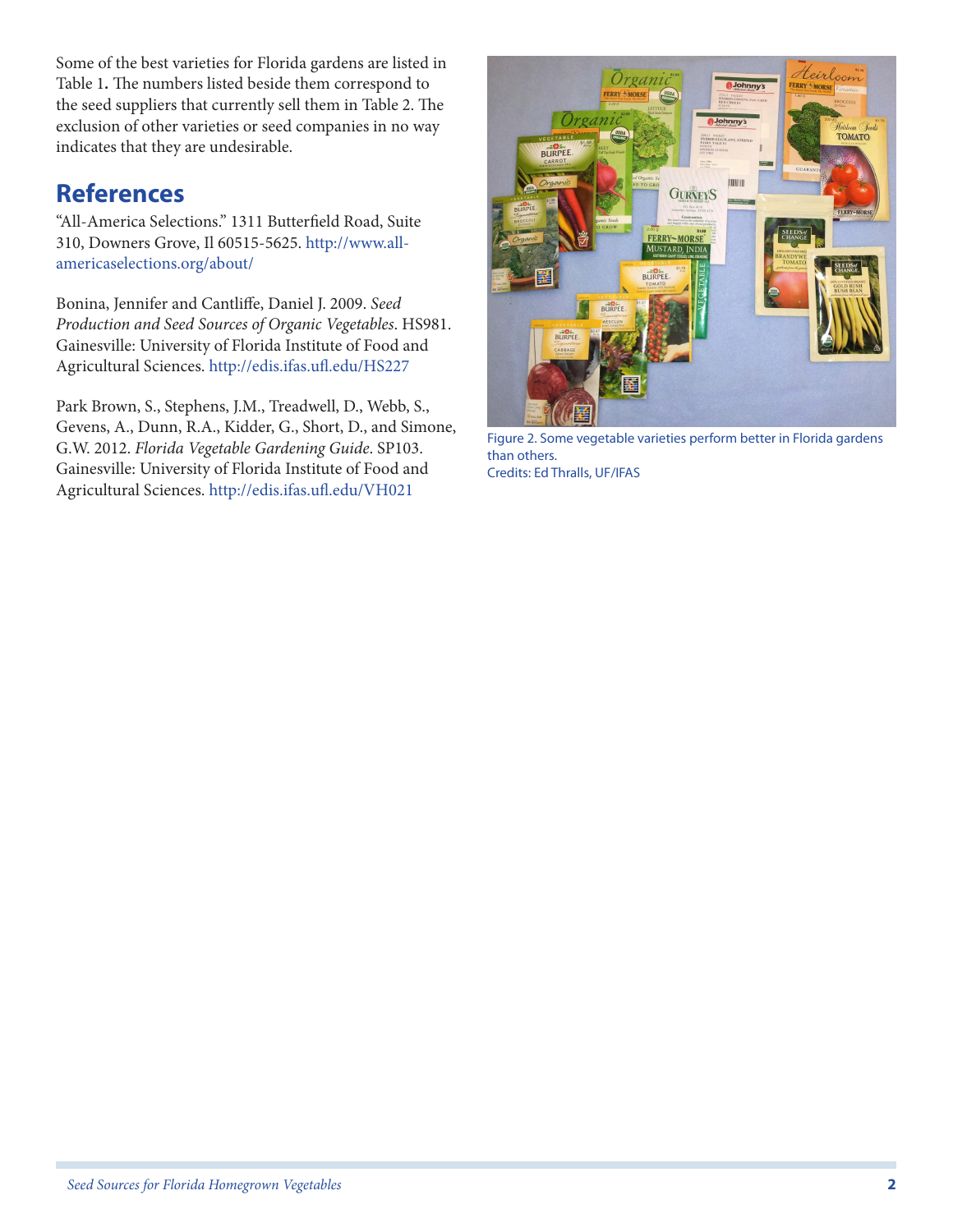Some of the best varieties for Florida gardens are listed in Table 1**.** The numbers listed beside them correspond to the seed suppliers that currently sell them in Table 2. The exclusion of other varieties or seed companies in no way indicates that they are undesirable.

## References

"All-America Selections." 1311 Butterfield Road, Suite 310, Downers Grove, Il 60515-5625. http://www.all-americaselections.org/about/

Bonina, Jennifer and Cantliffe, Daniel J. 2009. *Seed Production and Seed Sources of Organic Vegetables*. HS981. Gainesville: University of Florida Institute of Food and Agricultural Sciences. http://edis.ifas.ufl.edu/HS227

Park Brown, S., Stephens, J.M., Treadwell, D., Webb, S., Gevens, A., Dunn, R.A., Kidder, G., Short, D., and Simone, G.W. 2012. *Florida Vegetable Gardening Guide*. SP103. Gainesville: University of Florida Institute of Food and Agricultural Sciences. http://edis.ifas.ufl.edu/VH021

Figure 2. Some vegetable varieties perform better in Florida gardens than others.
Credits: Ed Thralls, UF/IFAS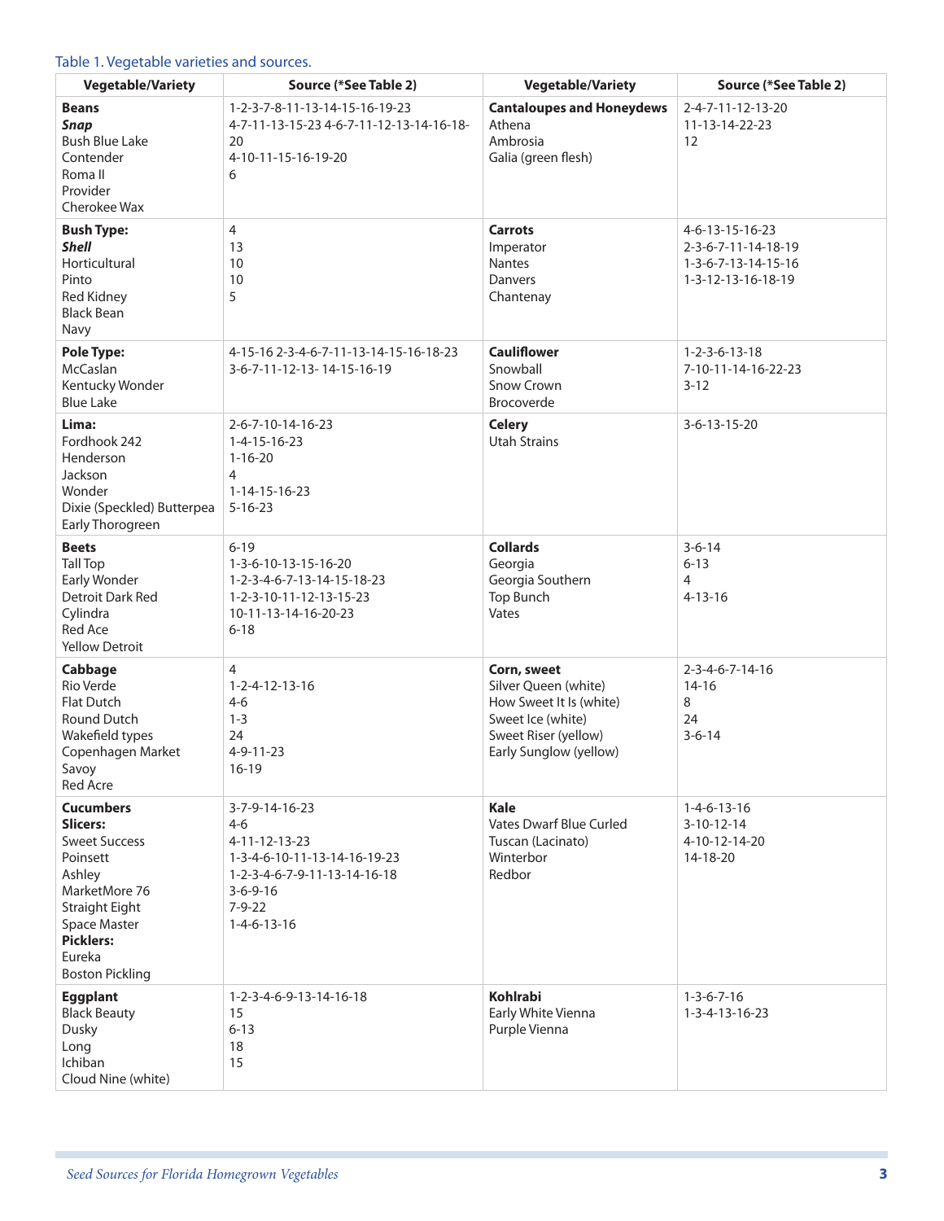Table 1. Vegetable varieties and sources.

| Vegetable/Variety | Source (*See Table 2) | Vegetable/Variety | Source (*See Table 2) |
|---|---|---|---|
| **Beans**<br>***Snap***<br>Bush Blue Lake<br>Contender<br>Roma II<br>Provider<br>Cherokee Wax | 1-2-3-7-8-11-13-14-15-16-19-23<br>4-7-11-13-15-23 4-6-7-11-12-13-14-16-18-20<br>4-10-11-15-16-19-20<br>6 | **Cantaloupes and Honeydews**<br>Athena<br>Ambrosia<br>Galia (green flesh) | 2-4-7-11-12-13-20<br>11-13-14-22-23<br>12 |
| **Bush Type:**<br>***Shell***<br>Horticultural<br>Pinto<br>Red Kidney<br>Black Bean<br>Navy | 4<br>13<br>10<br>10<br>5 | **Carrots**<br>Imperator<br>Nantes<br>Danvers<br>Chantenay | 4-6-13-15-16-23<br>2-3-6-7-11-14-18-19<br>1-3-6-7-13-14-15-16<br>1-3-12-13-16-18-19 |
| **Pole Type:**<br>McCaslan<br>Kentucky Wonder<br>Blue Lake | 4-15-16 2-3-4-6-7-11-13-14-15-16-18-23<br>3-6-7-11-12-13- 14-15-16-19 | **Cauliflower**<br>Snowball<br>Snow Crown<br>Brocoverde | 1-2-3-6-13-18<br>7-10-11-14-16-22-23<br>3-12 |
| **Lima:**<br>Fordhook 242<br>Henderson<br>Jackson<br>Wonder<br>Dixie (Speckled) Butterpea<br>Early Thorogreen | 2-6-7-10-14-16-23<br>1-4-15-16-23<br>1-16-20<br>4<br>1-14-15-16-23<br>5-16-23 | **Celery**<br>Utah Strains | 3-6-13-15-20 |
| **Beets**<br>Tall Top<br>Early Wonder<br>Detroit Dark Red<br>Cylindra<br>Red Ace<br>Yellow Detroit | 6-19<br>1-3-6-10-13-15-16-20<br>1-2-3-4-6-7-13-14-15-18-23<br>1-2-3-10-11-12-13-15-23<br>10-11-13-14-16-20-23<br>6-18 | **Collards**<br>Georgia<br>Georgia Southern<br>Top Bunch<br>Vates | 3-6-14<br>6-13<br>4<br>4-13-16 |
| **Cabbage**<br>Rio Verde<br>Flat Dutch<br>Round Dutch<br>Wakefield types<br>Copenhagen Market<br>Savoy<br>Red Acre | 4<br>1-2-4-12-13-16<br>4-6<br>1-3<br>24<br>4-9-11-23<br>16-19 | **Corn, sweet**<br>Silver Queen (white)<br>How Sweet It Is (white)<br>Sweet Ice (white)<br>Sweet Riser (yellow)<br>Early Sunglow (yellow) | 2-3-4-6-7-14-16<br>14-16<br>8<br>24<br>3-6-14 |
| **Cucumbers**<br>**Slicers:**<br>Sweet Success<br>Poinsett<br>Ashley<br>MarketMore 76<br>Straight Eight<br>Space Master<br>**Picklers:**<br>Eureka<br>Boston Pickling | 3-7-9-14-16-23<br>4-6<br>4-11-12-13-23<br>1-3-4-6-10-11-13-14-16-19-23<br>1-2-3-4-6-7-9-11-13-14-16-18<br>3-6-9-16<br>7-9-22<br>1-4-6-13-16 | **Kale**<br>Vates Dwarf Blue Curled<br>Tuscan (Lacinato)<br>Winterbor<br>Redbor | 1-4-6-13-16<br>3-10-12-14<br>4-10-12-14-20<br>14-18-20 |
| **Eggplant**<br>Black Beauty<br>Dusky<br>Long<br>Ichiban<br>Cloud Nine (white) | 1-2-3-4-6-9-13-14-16-18<br>15<br>6-13<br>18<br>15 | **Kohlrabi**<br>Early White Vienna<br>Purple Vienna | 1-3-6-7-16<br>1-3-4-13-16-23 |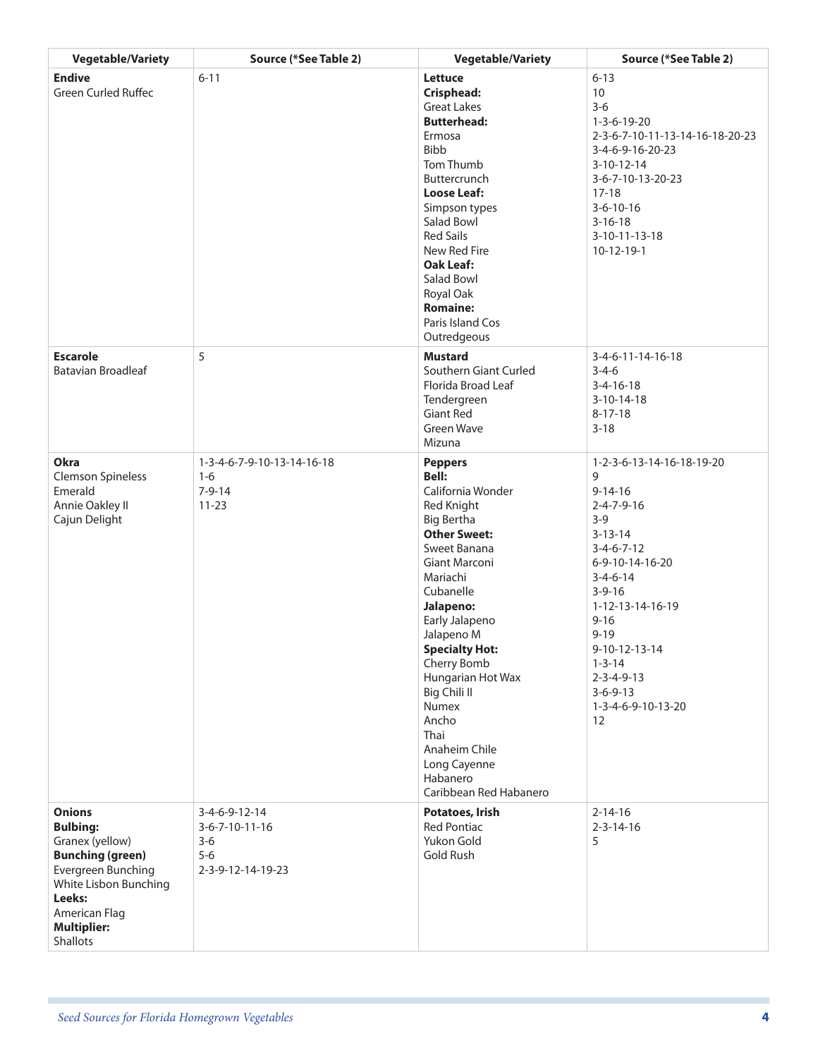| Vegetable/Variety | Source (*See Table 2) | Vegetable/Variety | Source (*See Table 2) |
|---|---|---|---|
| **Endive**<br>Green Curled Ruffec | 6-11 | **Lettuce**<br>**Crisphead:**<br>Great Lakes<br>**Butterhead:**<br>Ermosa<br>Bibb<br>Tom Thumb<br>Buttercrunch<br>**Loose Leaf:**<br>Simpson types<br>Salad Bowl<br>Red Sails<br>New Red Fire<br>**Oak Leaf:**<br>Salad Bowl<br>Royal Oak<br>**Romaine:**<br>Paris Island Cos<br>Outredgeous | 6-13<br>10<br>3-6<br>1-3-6-19-20<br>2-3-6-7-10-11-13-14-16-18-20-23<br>3-4-6-9-16-20-23<br>3-10-12-14<br>3-6-7-10-13-20-23<br>17-18<br>3-6-10-16<br>3-16-18<br>3-10-11-13-18<br>10-12-19-1 |
| **Escarole**<br>Batavian Broadleaf | 5 | **Mustard**<br>Southern Giant Curled<br>Florida Broad Leaf<br>Tendergreen<br>Giant Red<br>Green Wave<br>Mizuna | 3-4-6-11-14-16-18<br>3-4-6<br>3-4-16-18<br>3-10-14-18<br>8-17-18<br>3-18 |
| **Okra**<br>Clemson Spineless<br>Emerald<br>Annie Oakley II<br>Cajun Delight | 1-3-4-6-7-9-10-13-14-16-18<br>1-6<br>7-9-14<br>11-23 | **Peppers**<br>**Bell:**<br>California Wonder<br>Red Knight<br>Big Bertha<br>**Other Sweet:**<br>Sweet Banana<br>Giant Marconi<br>Mariachi<br>Cubanelle<br>**Jalapeno:**<br>Early Jalapeno<br>Jalapeno M<br>**Specialty Hot:**<br>Cherry Bomb<br>Hungarian Hot Wax<br>Big Chili II<br>Numex<br>Ancho<br>Thai<br>Anaheim Chile<br>Long Cayenne<br>Habanero<br>Caribbean Red Habanero | 1-2-3-6-13-14-16-18-19-20<br>9<br>9-14-16<br>2-4-7-9-16<br>3-9<br>3-13-14<br>3-4-6-7-12<br>6-9-10-14-16-20<br>3-4-6-14<br>3-9-16<br>1-12-13-14-16-19<br>9-16<br>9-19<br>9-10-12-13-14<br>1-3-14<br>2-3-4-9-13<br>3-6-9-13<br>1-3-4-6-9-10-13-20<br>12 |
| **Onions**<br>**Bulbing:**<br>Granex (yellow)<br>**Bunching (green)**<br>Evergreen Bunching<br>White Lisbon Bunching<br>**Leeks:**<br>American Flag<br>**Multiplier:**<br>Shallots | 3-4-6-9-12-14<br>3-6-7-10-11-16<br>3-6<br>5-6<br>2-3-9-12-14-19-23 | **Potatoes, Irish**<br>Red Pontiac<br>Yukon Gold<br>Gold Rush | 2-14-16<br>2-3-14-16<br>5 |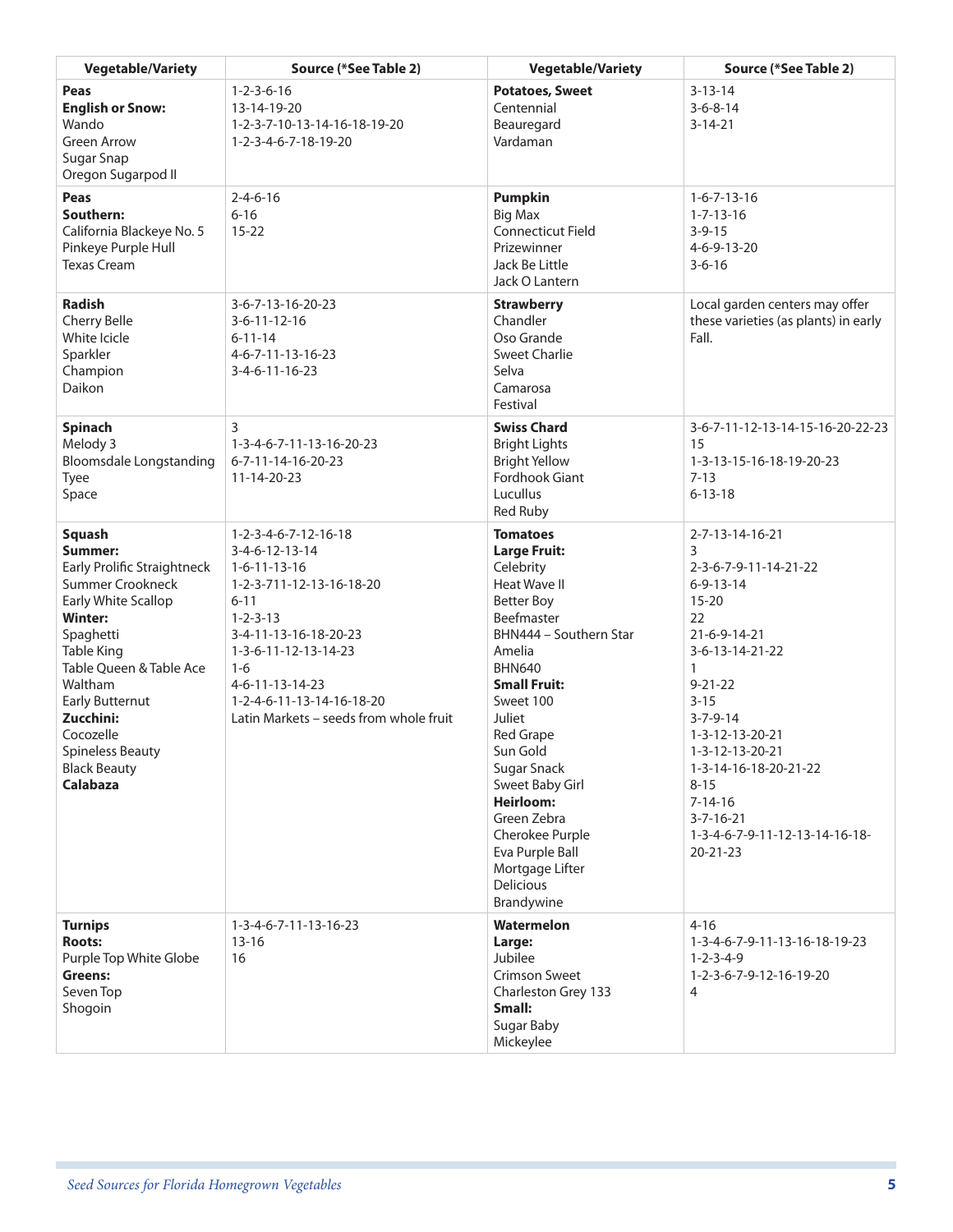| Vegetable/Variety | Source (*See Table 2) | Vegetable/Variety | Source (*See Table 2) |
|---|---|---|---|
| **Peas**<br>**English or Snow:**<br>Wando<br>Green Arrow<br>Sugar Snap<br>Oregon Sugarpod II | 1-2-3-6-16<br>13-14-19-20<br>1-2-3-7-10-13-14-16-18-19-20<br>1-2-3-4-6-7-18-19-20 | **Potatoes, Sweet**<br>Centennial<br>Beauregard<br>Vardaman | 3-13-14<br>3-6-8-14<br>3-14-21 |
| **Peas**<br>**Southern:**<br>California Blackeye No. 5<br>Pinkeye Purple Hull<br>Texas Cream | 2-4-6-16<br>6-16<br>15-22 | **Pumpkin**<br>Big Max<br>Connecticut Field<br>Prizewinner<br>Jack Be Little<br>Jack O Lantern | 1-6-7-13-16<br>1-7-13-16<br>3-9-15<br>4-6-9-13-20<br>3-6-16 |
| **Radish**<br>Cherry Belle<br>White Icicle<br>Sparkler<br>Champion<br>Daikon | 3-6-7-13-16-20-23<br>3-6-11-12-16<br>6-11-14<br>4-6-7-11-13-16-23<br>3-4-6-11-16-23 | **Strawberry**<br>Chandler<br>Oso Grande<br>Sweet Charlie<br>Selva<br>Camarosa<br>Festival | Local garden centers may offer these varieties (as plants) in early Fall. |
| **Spinach**<br>Melody 3<br>Bloomsdale Longstanding<br>Tyee<br>Space | 3<br>1-3-4-6-7-11-13-16-20-23<br>6-7-11-14-16-20-23<br>11-14-20-23 | **Swiss Chard**<br>Bright Lights<br>Bright Yellow<br>Fordhook Giant<br>Lucullus<br>Red Ruby | 3-6-7-11-12-13-14-15-16-20-22-23<br>15<br>1-3-13-15-16-18-19-20-23<br>7-13<br>6-13-18 |
| **Squash**<br>**Summer:**<br>Early Prolific Straightneck<br>Summer Crookneck<br>Early White Scallop<br>**Winter:**<br>Spaghetti<br>Table King<br>Table Queen & Table Ace<br>Waltham<br>Early Butternut<br>**Zucchini:**<br>Cocozelle<br>Spineless Beauty<br>Black Beauty<br>**Calabaza** | 1-2-3-4-6-7-12-16-18<br>3-4-6-12-13-14<br>1-6-11-13-16<br>1-2-3-711-12-13-16-18-20<br>6-11<br>1-2-3-13<br>3-4-11-13-16-18-20-23<br>1-3-6-11-12-13-14-23<br>1-6<br>4-6-11-13-14-23<br>1-2-4-6-11-13-14-16-18-20<br>Latin Markets – seeds from whole fruit | **Tomatoes**<br>**Large Fruit:**<br>Celebrity<br>Heat Wave II<br>Better Boy<br>Beefmaster<br>BHN444 – Southern Star<br>Amelia<br>BHN640<br>**Small Fruit:**<br>Sweet 100<br>Juliet<br>Red Grape<br>Sun Gold<br>Sugar Snack<br>Sweet Baby Girl<br>**Heirloom:**<br>Green Zebra<br>Cherokee Purple<br>Eva Purple Ball<br>Mortgage Lifter<br>Delicious<br>Brandywine | 2-7-13-14-16-21<br>3<br>2-3-6-7-9-11-14-21-22<br>6-9-13-14<br>15-20<br>22<br>21-6-9-14-21<br>3-6-13-14-21-22<br>1<br>9-21-22<br>3-15<br>3-7-9-14<br>1-3-12-13-20-21<br>1-3-12-13-20-21<br>1-3-14-16-18-20-21-22<br>8-15<br>7-14-16<br>3-7-16-21<br>1-3-4-6-7-9-11-12-13-14-16-18-20-21-23 |
| **Turnips**<br>**Roots:**<br>Purple Top White Globe<br>**Greens:**<br>Seven Top<br>Shogoin | 1-3-4-6-7-11-13-16-23<br>13-16<br>16 | **Watermelon**<br>**Large:**<br>Jubilee<br>Crimson Sweet<br>Charleston Grey 133<br>**Small:**<br>Sugar Baby<br>Mickeylee | 4-16<br>1-3-4-6-7-9-11-13-16-18-19-23<br>1-2-3-4-9<br>1-2-3-6-7-9-12-16-19-20<br>4 |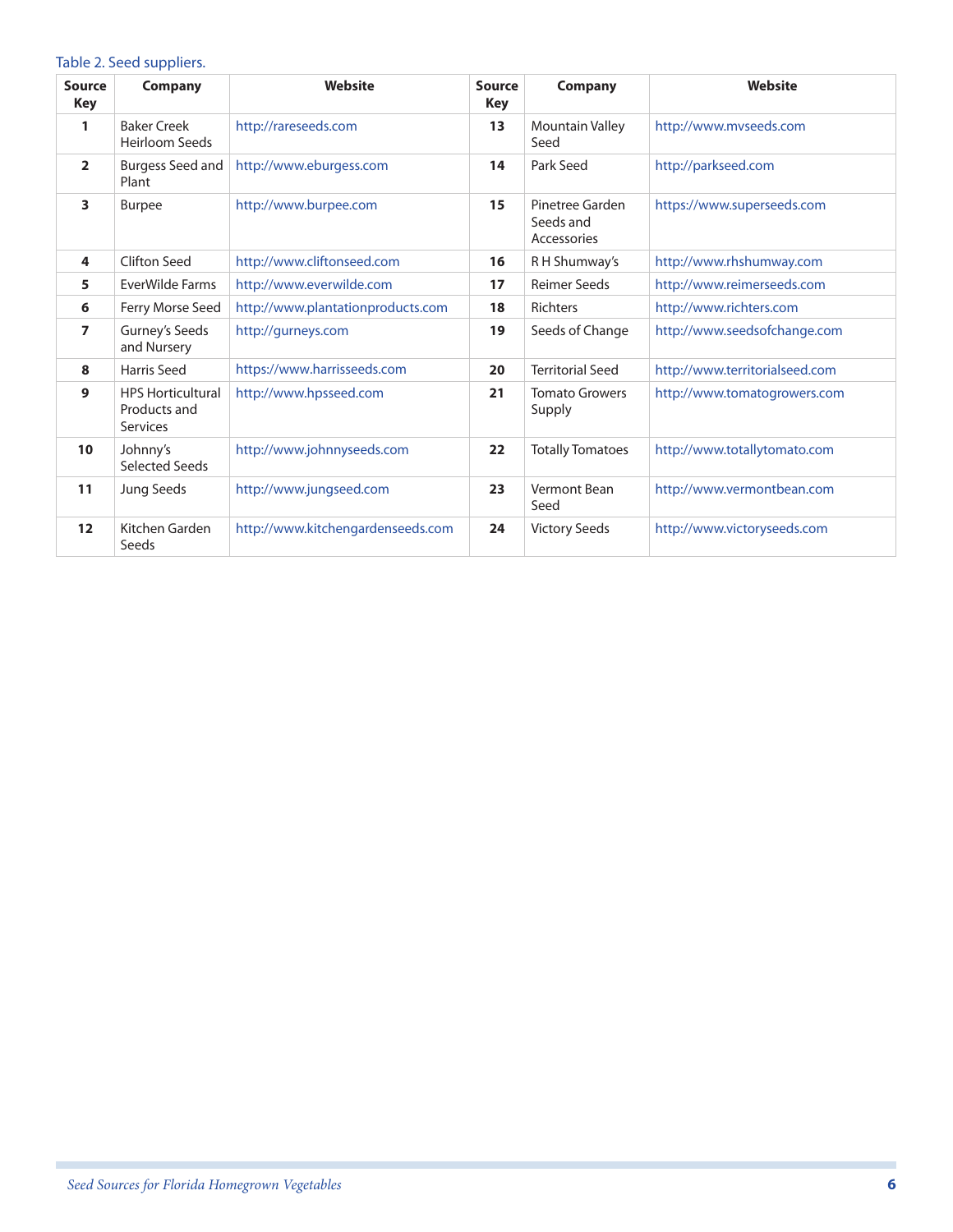Table 2. Seed suppliers.

| Source Key | Company | Website | Source Key | Company | Website |
|---|---|---|---|---|---|
| 1 | Baker Creek Heirloom Seeds | http://rareseeds.com | 13 | Mountain Valley Seed | http://www.mvseeds.com |
| 2 | Burgess Seed and Plant | http://www.eburgess.com | 14 | Park Seed | http://parkseed.com |
| 3 | Burpee | http://www.burpee.com | 15 | Pinetree Garden Seeds and Accessories | https://www.superseeds.com |
| 4 | Clifton Seed | http://www.cliftonseed.com | 16 | R H Shumway's | http://www.rhshumway.com |
| 5 | EverWilde Farms | http://www.everwilde.com | 17 | Reimer Seeds | http://www.reimerseeds.com |
| 6 | Ferry Morse Seed | http://www.plantationproducts.com | 18 | Richters | http://www.richters.com |
| 7 | Gurney's Seeds and Nursery | http://gurneys.com | 19 | Seeds of Change | http://www.seedsofchange.com |
| 8 | Harris Seed | https://www.harrisseeds.com | 20 | Territorial Seed | http://www.territorialseed.com |
| 9 | HPS Horticultural Products and Services | http://www.hpsseed.com | 21 | Tomato Growers Supply | http://www.tomatogrowers.com |
| 10 | Johnny's Selected Seeds | http://www.johnnyseeds.com | 22 | Totally Tomatoes | http://www.totallytomato.com |
| 11 | Jung Seeds | http://www.jungseed.com | 23 | Vermont Bean Seed | http://www.vermontbean.com |
| 12 | Kitchen Garden Seeds | http://www.kitchengardenseeds.com | 24 | Victory Seeds | http://www.victoryseeds.com |